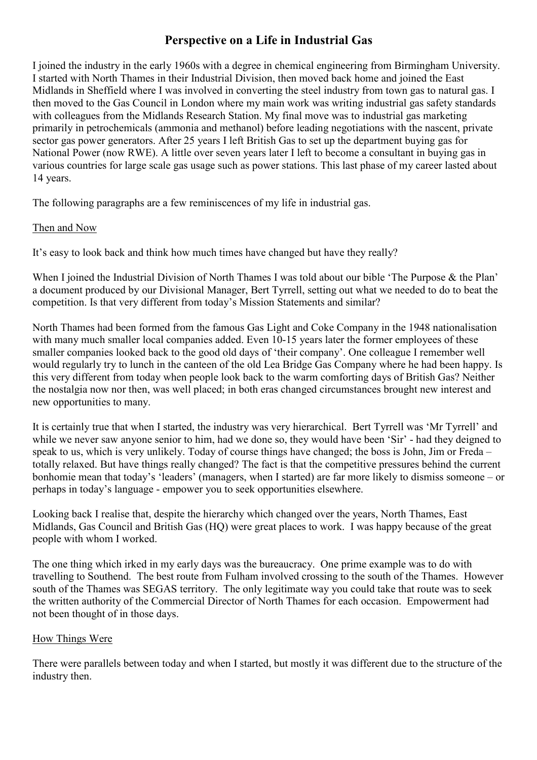# Perspective on a Life in Industrial Gas

I joined the industry in the early 1960s with a degree in chemical engineering from Birmingham University. I started with North Thames in their Industrial Division, then moved back home and joined the East Midlands in Sheffield where I was involved in converting the steel industry from town gas to natural gas. I then moved to the Gas Council in London where my main work was writing industrial gas safety standards with colleagues from the Midlands Research Station. My final move was to industrial gas marketing primarily in petrochemicals (ammonia and methanol) before leading negotiations with the nascent, private sector gas power generators. After 25 years I left British Gas to set up the department buying gas for National Power (now RWE). A little over seven years later I left to become a consultant in buying gas in various countries for large scale gas usage such as power stations. This last phase of my career lasted about 14 years.

The following paragraphs are a few reminiscences of my life in industrial gas.

## Then and Now

It's easy to look back and think how much times have changed but have they really?

When I joined the Industrial Division of North Thames I was told about our bible 'The Purpose & the Plan' a document produced by our Divisional Manager, Bert Tyrrell, setting out what we needed to do to beat the competition. Is that very different from today's Mission Statements and similar?

North Thames had been formed from the famous Gas Light and Coke Company in the 1948 nationalisation with many much smaller local companies added. Even 10-15 years later the former employees of these smaller companies looked back to the good old days of 'their company'. One colleague I remember well would regularly try to lunch in the canteen of the old Lea Bridge Gas Company where he had been happy. Is this very different from today when people look back to the warm comforting days of British Gas? Neither the nostalgia now nor then, was well placed; in both eras changed circumstances brought new interest and new opportunities to many.

It is certainly true that when I started, the industry was very hierarchical. Bert Tyrrell was 'Mr Tyrrell' and while we never saw anyone senior to him, had we done so, they would have been 'Sir' - had they deigned to speak to us, which is very unlikely. Today of course things have changed; the boss is John, Jim or Freda – totally relaxed. But have things really changed? The fact is that the competitive pressures behind the current bonhomie mean that today's 'leaders' (managers, when I started) are far more likely to dismiss someone – or perhaps in today's language - empower you to seek opportunities elsewhere.

Looking back I realise that, despite the hierarchy which changed over the years, North Thames, East Midlands, Gas Council and British Gas (HQ) were great places to work. I was happy because of the great people with whom I worked.

The one thing which irked in my early days was the bureaucracy. One prime example was to do with travelling to Southend. The best route from Fulham involved crossing to the south of the Thames. However south of the Thames was SEGAS territory. The only legitimate way you could take that route was to seek the written authority of the Commercial Director of North Thames for each occasion. Empowerment had not been thought of in those days.

## How Things Were

There were parallels between today and when I started, but mostly it was different due to the structure of the industry then.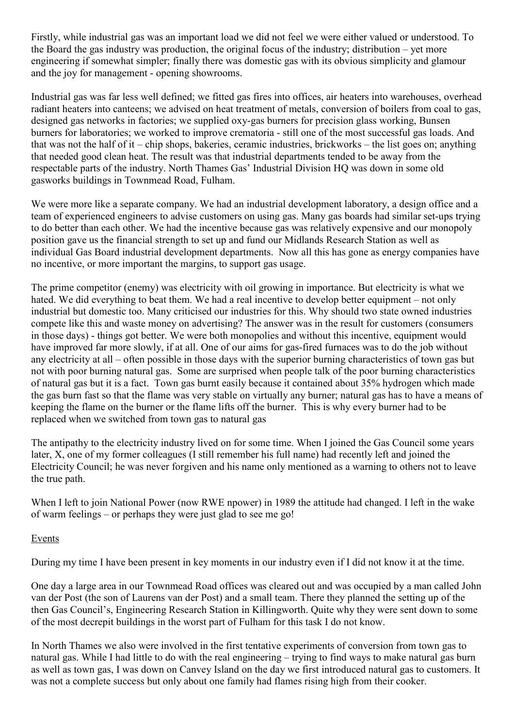Firstly, while industrial gas was an important load we did not feel we were either valued or understood. To the Board the gas industry was production, the original focus of the industry; distribution – yet more engineering if somewhat simpler; finally there was domestic gas with its obvious simplicity and glamour and the joy for management - opening showrooms.

Industrial gas was far less well defined; we fitted gas fires into offices, air heaters into warehouses, overhead radiant heaters into canteens; we advised on heat treatment of metals, conversion of boilers from coal to gas, designed gas networks in factories; we supplied oxy-gas burners for precision glass working, Bunsen burners for laboratories; we worked to improve crematoria - still one of the most successful gas loads. And that was not the half of it – chip shops, bakeries, ceramic industries, brickworks – the list goes on; anything that needed good clean heat. The result was that industrial departments tended to be away from the respectable parts of the industry. North Thames Gas' Industrial Division HQ was down in some old gasworks buildings in Townmead Road, Fulham.

We were more like a separate company. We had an industrial development laboratory, a design office and a team of experienced engineers to advise customers on using gas. Many gas boards had similar set-ups trying to do better than each other. We had the incentive because gas was relatively expensive and our monopoly position gave us the financial strength to set up and fund our Midlands Research Station as well as individual Gas Board industrial development departments. Now all this has gone as energy companies have no incentive, or more important the margins, to support gas usage.

The prime competitor (enemy) was electricity with oil growing in importance. But electricity is what we hated. We did everything to beat them. We had a real incentive to develop better equipment – not only industrial but domestic too. Many criticised our industries for this. Why should two state owned industries compete like this and waste money on advertising? The answer was in the result for customers (consumers in those days) - things got better. We were both monopolies and without this incentive, equipment would have improved far more slowly, if at all. One of our aims for gas-fired furnaces was to do the job without any electricity at all – often possible in those days with the superior burning characteristics of town gas but not with poor burning natural gas. Some are surprised when people talk of the poor burning characteristics of natural gas but it is a fact. Town gas burnt easily because it contained about 35% hydrogen which made the gas burn fast so that the flame was very stable on virtually any burner; natural gas has to have a means of keeping the flame on the burner or the flame lifts off the burner. This is why every burner had to be replaced when we switched from town gas to natural gas

The antipathy to the electricity industry lived on for some time. When I joined the Gas Council some years later, X, one of my former colleagues (I still remember his full name) had recently left and joined the Electricity Council; he was never forgiven and his name only mentioned as a warning to others not to leave the true path.

When I left to join National Power (now RWE npower) in 1989 the attitude had changed. I left in the wake of warm feelings – or perhaps they were just glad to see me go!

Events

During my time I have been present in key moments in our industry even if I did not know it at the time.

One day a large area in our Townmead Road offices was cleared out and was occupied by a man called John van der Post (the son of Laurens van der Post) and a small team. There they planned the setting up of the then Gas Council's, Engineering Research Station in Killingworth. Quite why they were sent down to some of the most decrepit buildings in the worst part of Fulham for this task I do not know.

In North Thames we also were involved in the first tentative experiments of conversion from town gas to natural gas. While I had little to do with the real engineering – trying to find ways to make natural gas burn as well as town gas, I was down on Canvey Island on the day we first introduced natural gas to customers. It was not a complete success but only about one family had flames rising high from their cooker.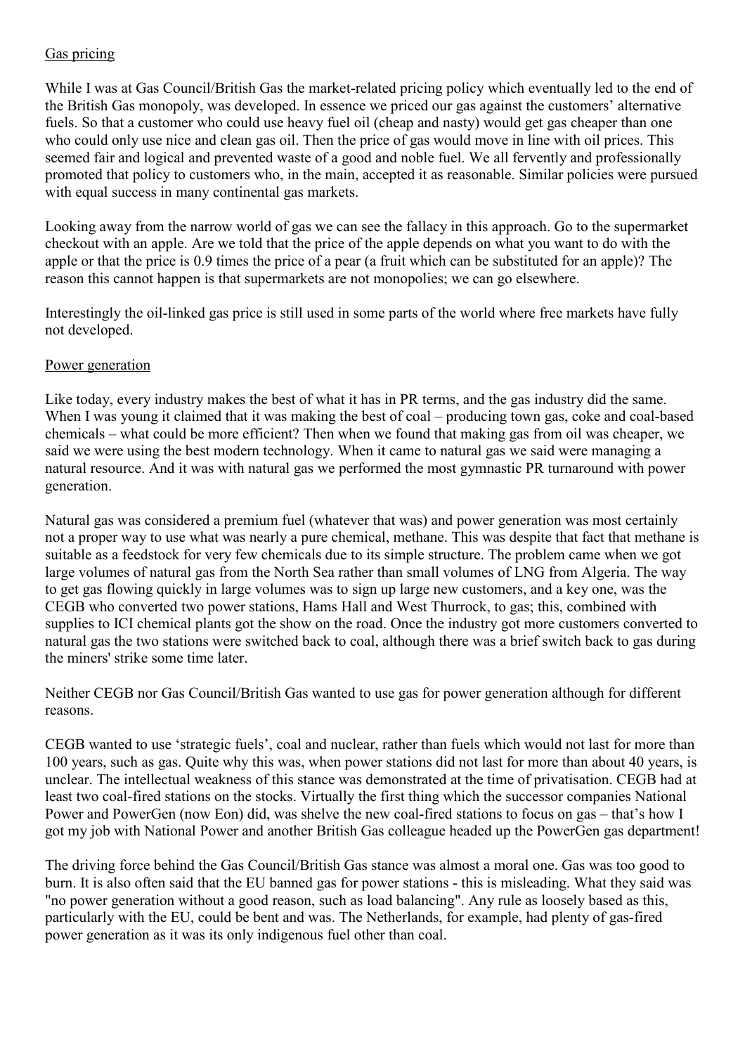## Gas pricing

While I was at Gas Council/British Gas the market-related pricing policy which eventually led to the end of the British Gas monopoly, was developed. In essence we priced our gas against the customers' alternative fuels. So that a customer who could use heavy fuel oil (cheap and nasty) would get gas cheaper than one who could only use nice and clean gas oil. Then the price of gas would move in line with oil prices. This seemed fair and logical and prevented waste of a good and noble fuel. We all fervently and professionally promoted that policy to customers who, in the main, accepted it as reasonable. Similar policies were pursued with equal success in many continental gas markets.

Looking away from the narrow world of gas we can see the fallacy in this approach. Go to the supermarket checkout with an apple. Are we told that the price of the apple depends on what you want to do with the apple or that the price is 0.9 times the price of a pear (a fruit which can be substituted for an apple)? The reason this cannot happen is that supermarkets are not monopolies; we can go elsewhere.

Interestingly the oil-linked gas price is still used in some parts of the world where free markets have fully not developed.

## Power generation

Like today, every industry makes the best of what it has in PR terms, and the gas industry did the same. When I was young it claimed that it was making the best of coal – producing town gas, coke and coal-based chemicals – what could be more efficient? Then when we found that making gas from oil was cheaper, we said we were using the best modern technology. When it came to natural gas we said were managing a natural resource. And it was with natural gas we performed the most gymnastic PR turnaround with power generation.

Natural gas was considered a premium fuel (whatever that was) and power generation was most certainly not a proper way to use what was nearly a pure chemical, methane. This was despite that fact that methane is suitable as a feedstock for very few chemicals due to its simple structure. The problem came when we got large volumes of natural gas from the North Sea rather than small volumes of LNG from Algeria. The way to get gas flowing quickly in large volumes was to sign up large new customers, and a key one, was the CEGB who converted two power stations, Hams Hall and West Thurrock, to gas; this, combined with supplies to ICI chemical plants got the show on the road. Once the industry got more customers converted to natural gas the two stations were switched back to coal, although there was a brief switch back to gas during the miners' strike some time later.

Neither CEGB nor Gas Council/British Gas wanted to use gas for power generation although for different reasons.

CEGB wanted to use 'strategic fuels', coal and nuclear, rather than fuels which would not last for more than 100 years, such as gas. Quite why this was, when power stations did not last for more than about 40 years, is unclear. The intellectual weakness of this stance was demonstrated at the time of privatisation. CEGB had at least two coal-fired stations on the stocks. Virtually the first thing which the successor companies National Power and PowerGen (now Eon) did, was shelve the new coal-fired stations to focus on gas – that's how I got my job with National Power and another British Gas colleague headed up the PowerGen gas department!

The driving force behind the Gas Council/British Gas stance was almost a moral one. Gas was too good to burn. It is also often said that the EU banned gas for power stations - this is misleading. What they said was "no power generation without a good reason, such as load balancing". Any rule as loosely based as this, particularly with the EU, could be bent and was. The Netherlands, for example, had plenty of gas-fired power generation as it was its only indigenous fuel other than coal.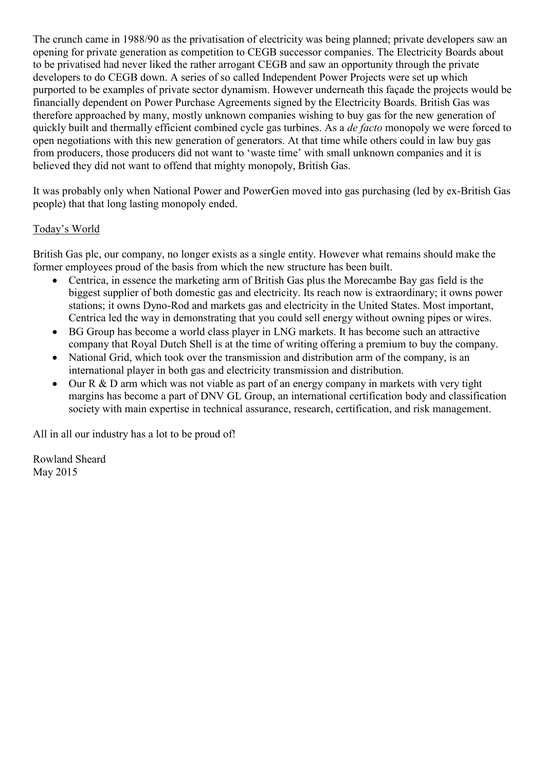The crunch came in 1988/90 as the privatisation of electricity was being planned; private developers saw an opening for private generation as competition to CEGB successor companies. The Electricity Boards about to be privatised had never liked the rather arrogant CEGB and saw an opportunity through the private developers to do CEGB down. A series of so called Independent Power Projects were set up which purported to be examples of private sector dynamism. However underneath this façade the projects would be financially dependent on Power Purchase Agreements signed by the Electricity Boards. British Gas was therefore approached by many, mostly unknown companies wishing to buy gas for the new generation of quickly built and thermally efficient combined cycle gas turbines. As a *de facto* monopoly we were forced to open negotiations with this new generation of generators. At that time while others could in law buy gas from producers, those producers did not want to 'waste time' with small unknown companies and it is believed they did not want to offend that mighty monopoly, British Gas.

It was probably only when National Power and PowerGen moved into gas purchasing (led by ex-British Gas people) that that long lasting monopoly ended.

## Today's World

British Gas plc, our company, no longer exists as a single entity. However what remains should make the former employees proud of the basis from which the new structure has been built.

- Centrica, in essence the marketing arm of British Gas plus the Morecambe Bay gas field is the biggest supplier of both domestic gas and electricity. Its reach now is extraordinary; it owns power stations; it owns Dyno-Rod and markets gas and electricity in the United States. Most important, Centrica led the way in demonstrating that you could sell energy without owning pipes or wires.
- BG Group has become a world class player in LNG markets. It has become such an attractive company that Royal Dutch Shell is at the time of writing offering a premium to buy the company.
- National Grid, which took over the transmission and distribution arm of the company, is an international player in both gas and electricity transmission and distribution.
- Our R & D arm which was not viable as part of an energy company in markets with very tight margins has become a part of DNV GL Group, an international certification body and classification society with main expertise in technical assurance, research, certification, and risk management.

All in all our industry has a lot to be proud of!

Rowland Sheard
May 2015